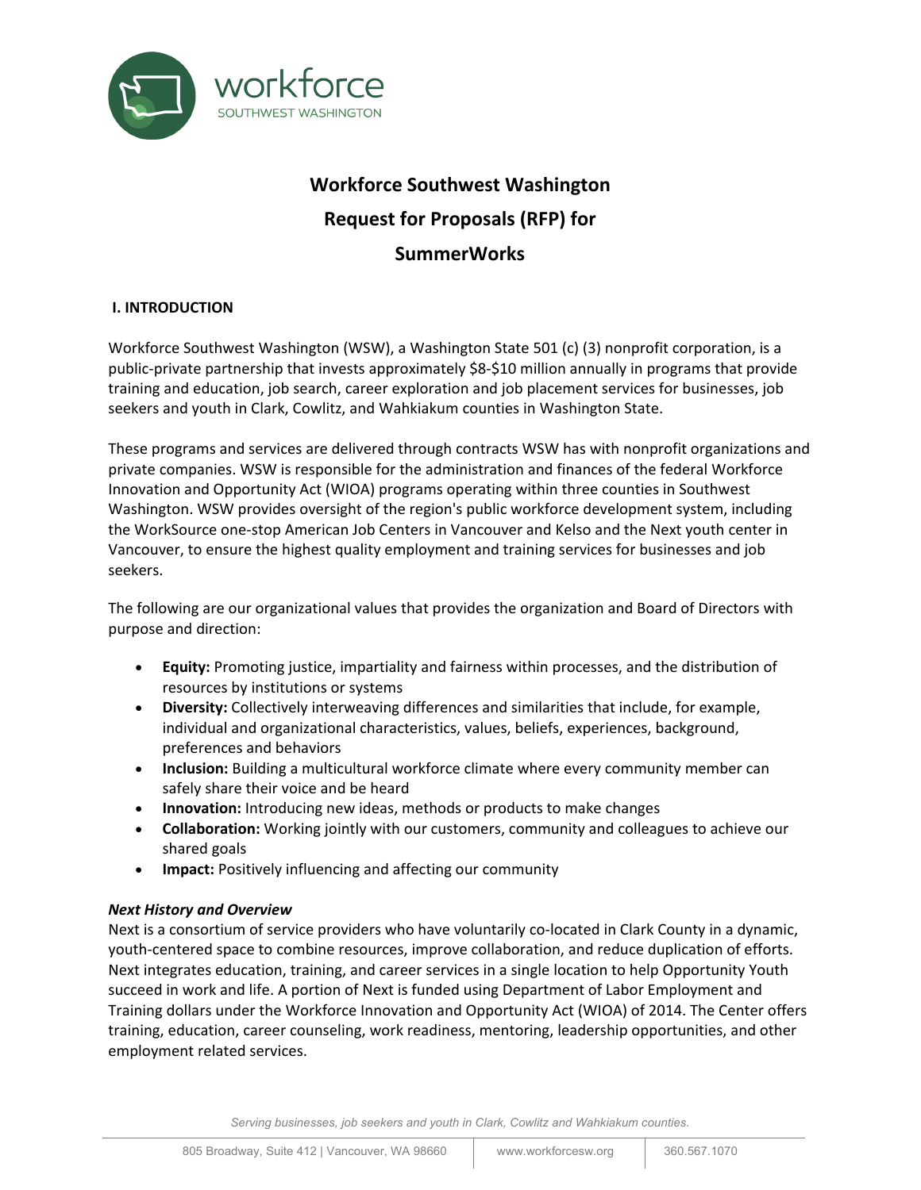# Workforce Southwest Washington

# Request for Proposals (RFP) for

# SummerWorks

## I. INTRODUCTION

Workforce Southwest Washington (WSW), a Washington State 501 (c) (3) nonprofit corporation, is a public-private partnership that invests approximately $8-$10 million annually in programs that provide training and education, job search, career exploration and job placement services for businesses, job seekers and youth in Clark, Cowlitz, and Wahkiakum counties in Washington State.

These programs and services are delivered through contracts WSW has with nonprofit organizations and private companies. WSW is responsible for the administration and finances of the federal Workforce Innovation and Opportunity Act (WIOA) programs operating within three counties in Southwest Washington. WSW provides oversight of the region's public workforce development system, including the WorkSource one-stop American Job Centers in Vancouver and Kelso and the Next youth center in Vancouver, to ensure the highest quality employment and training services for businesses and job seekers.

The following are our organizational values that provides the organization and Board of Directors with purpose and direction:

- **Equity:** Promoting justice, impartiality and fairness within processes, and the distribution of resources by institutions or systems
- **Diversity:** Collectively interweaving differences and similarities that include, for example, individual and organizational characteristics, values, beliefs, experiences, background, preferences and behaviors
- **Inclusion:** Building a multicultural workforce climate where every community member can safely share their voice and be heard
- **Innovation:** Introducing new ideas, methods or products to make changes
- **Collaboration:** Working jointly with our customers, community and colleagues to achieve our shared goals
- **Impact:** Positively influencing and affecting our community

***Next History and Overview***

Next is a consortium of service providers who have voluntarily co-located in Clark County in a dynamic, youth-centered space to combine resources, improve collaboration, and reduce duplication of efforts. Next integrates education, training, and career services in a single location to help Opportunity Youth succeed in work and life. A portion of Next is funded using Department of Labor Employment and Training dollars under the Workforce Innovation and Opportunity Act (WIOA) of 2014. The Center offers training, education, career counseling, work readiness, mentoring, leadership opportunities, and other employment related services.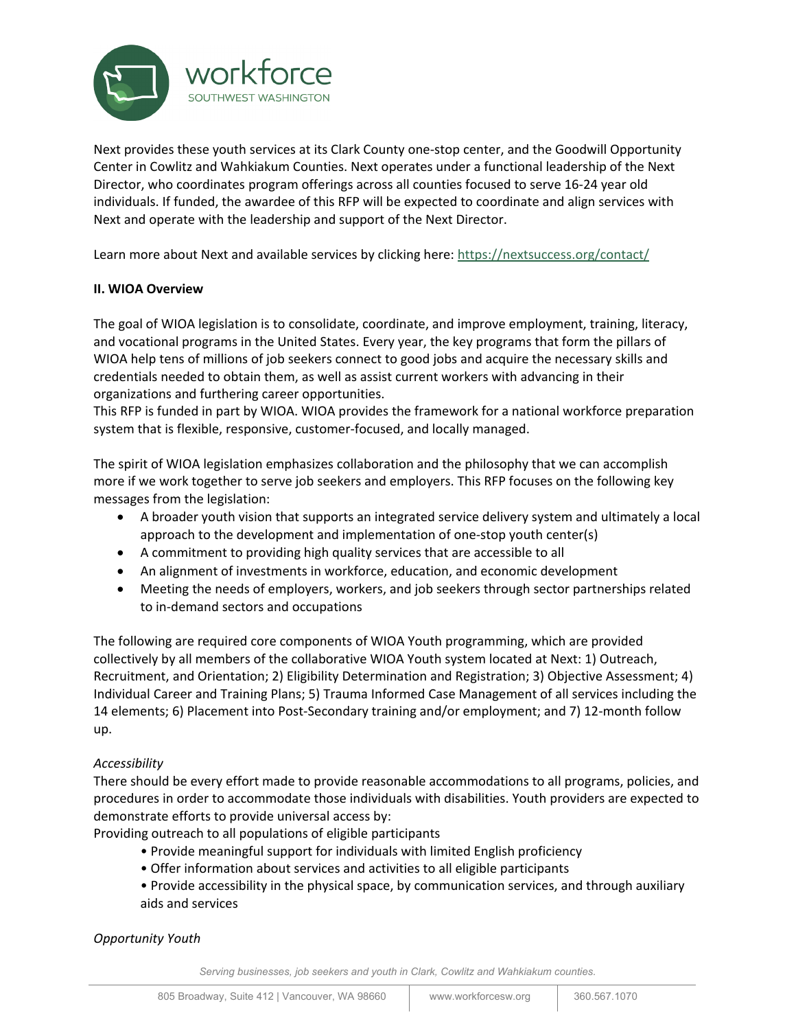Next provides these youth services at its Clark County one-stop center, and the Goodwill Opportunity Center in Cowlitz and Wahkiakum Counties. Next operates under a functional leadership of the Next Director, who coordinates program offerings across all counties focused to serve 16-24 year old individuals. If funded, the awardee of this RFP will be expected to coordinate and align services with Next and operate with the leadership and support of the Next Director.

Learn more about Next and available services by clicking here: [https://nextsuccess.org/contact/](https://nextsuccess.org/contact/)

**II. WIOA Overview**

The goal of WIOA legislation is to consolidate, coordinate, and improve employment, training, literacy, and vocational programs in the United States. Every year, the key programs that form the pillars of WIOA help tens of millions of job seekers connect to good jobs and acquire the necessary skills and credentials needed to obtain them, as well as assist current workers with advancing in their organizations and furthering career opportunities.
This RFP is funded in part by WIOA. WIOA provides the framework for a national workforce preparation system that is flexible, responsive, customer-focused, and locally managed.

The spirit of WIOA legislation emphasizes collaboration and the philosophy that we can accomplish more if we work together to serve job seekers and employers. This RFP focuses on the following key messages from the legislation:

- A broader youth vision that supports an integrated service delivery system and ultimately a local approach to the development and implementation of one-stop youth center(s)
- A commitment to providing high quality services that are accessible to all
- An alignment of investments in workforce, education, and economic development
- Meeting the needs of employers, workers, and job seekers through sector partnerships related to in-demand sectors and occupations

The following are required core components of WIOA Youth programming, which are provided collectively by all members of the collaborative WIOA Youth system located at Next: 1) Outreach, Recruitment, and Orientation; 2) Eligibility Determination and Registration; 3) Objective Assessment; 4) Individual Career and Training Plans; 5) Trauma Informed Case Management of all services including the 14 elements; 6) Placement into Post-Secondary training and/or employment; and 7) 12-month follow up.

*Accessibility*

There should be every effort made to provide reasonable accommodations to all programs, policies, and procedures in order to accommodate those individuals with disabilities. Youth providers are expected to demonstrate efforts to provide universal access by:

Providing outreach to all populations of eligible participants

- Provide meaningful support for individuals with limited English proficiency
- Offer information about services and activities to all eligible participants
- Provide accessibility in the physical space, by communication services, and through auxiliary aids and services

*Opportunity Youth*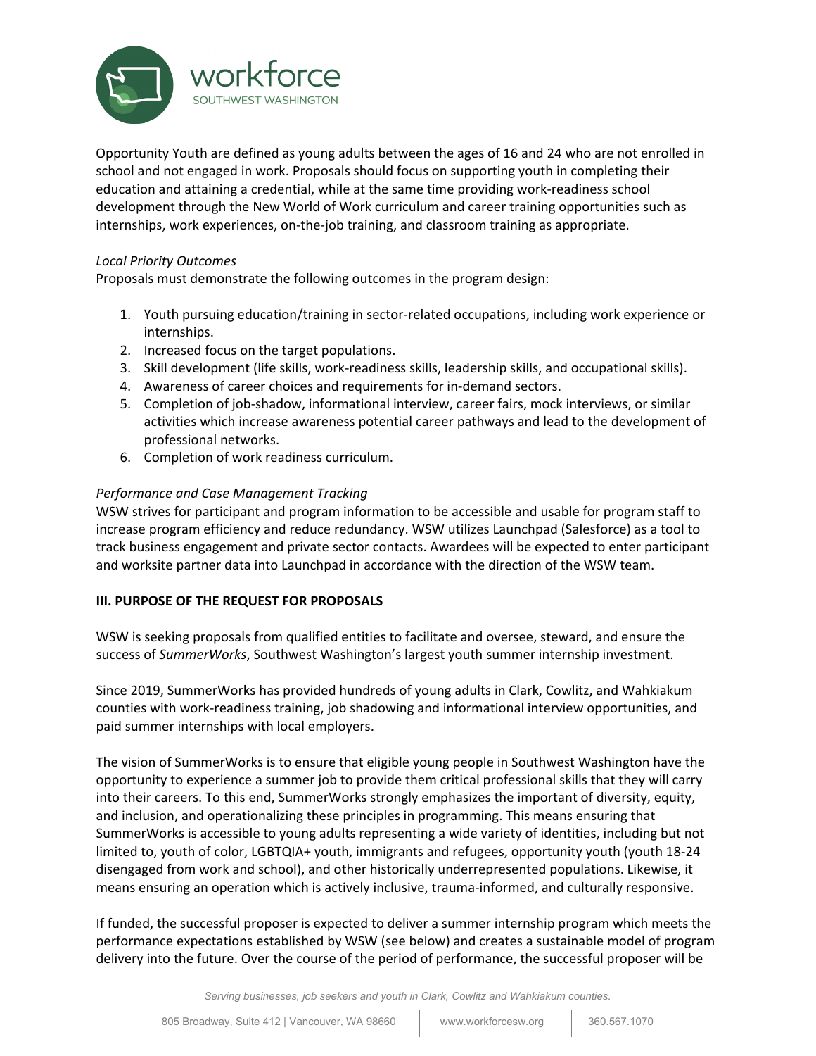Opportunity Youth are defined as young adults between the ages of 16 and 24 who are not enrolled in school and not engaged in work. Proposals should focus on supporting youth in completing their education and attaining a credential, while at the same time providing work-readiness school development through the New World of Work curriculum and career training opportunities such as internships, work experiences, on-the-job training, and classroom training as appropriate.

*Local Priority Outcomes*

Proposals must demonstrate the following outcomes in the program design:

1. Youth pursuing education/training in sector-related occupations, including work experience or internships.
2. Increased focus on the target populations.
3. Skill development (life skills, work-readiness skills, leadership skills, and occupational skills).
4. Awareness of career choices and requirements for in-demand sectors.
5. Completion of job-shadow, informational interview, career fairs, mock interviews, or similar activities which increase awareness potential career pathways and lead to the development of professional networks.
6. Completion of work readiness curriculum.

*Performance and Case Management Tracking*

WSW strives for participant and program information to be accessible and usable for program staff to increase program efficiency and reduce redundancy. WSW utilizes Launchpad (Salesforce) as a tool to track business engagement and private sector contacts. Awardees will be expected to enter participant and worksite partner data into Launchpad in accordance with the direction of the WSW team.

## III. PURPOSE OF THE REQUEST FOR PROPOSALS

WSW is seeking proposals from qualified entities to facilitate and oversee, steward, and ensure the success of *SummerWorks*, Southwest Washington's largest youth summer internship investment.

Since 2019, SummerWorks has provided hundreds of young adults in Clark, Cowlitz, and Wahkiakum counties with work-readiness training, job shadowing and informational interview opportunities, and paid summer internships with local employers.

The vision of SummerWorks is to ensure that eligible young people in Southwest Washington have the opportunity to experience a summer job to provide them critical professional skills that they will carry into their careers. To this end, SummerWorks strongly emphasizes the important of diversity, equity, and inclusion, and operationalizing these principles in programming. This means ensuring that SummerWorks is accessible to young adults representing a wide variety of identities, including but not limited to, youth of color, LGBTQIA+ youth, immigrants and refugees, opportunity youth (youth 18-24 disengaged from work and school), and other historically underrepresented populations. Likewise, it means ensuring an operation which is actively inclusive, trauma-informed, and culturally responsive.

If funded, the successful proposer is expected to deliver a summer internship program which meets the performance expectations established by WSW (see below) and creates a sustainable model of program delivery into the future. Over the course of the period of performance, the successful proposer will be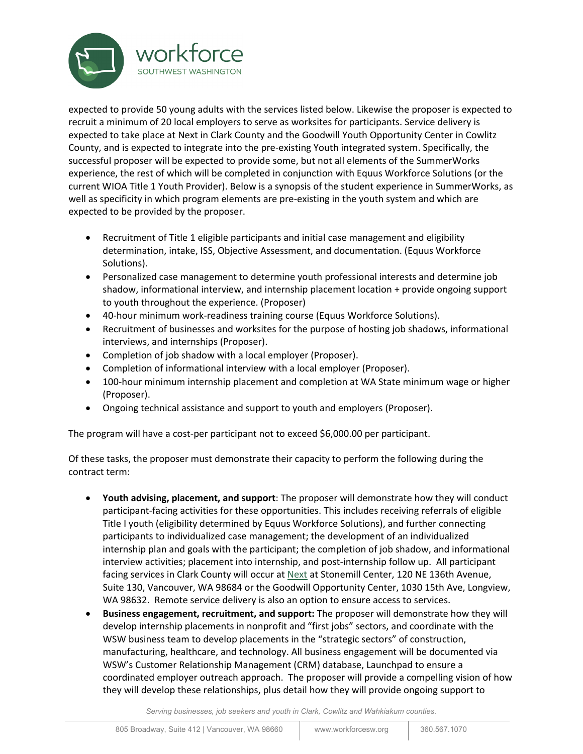expected to provide 50 young adults with the services listed below. Likewise the proposer is expected to recruit a minimum of 20 local employers to serve as worksites for participants. Service delivery is expected to take place at Next in Clark County and the Goodwill Youth Opportunity Center in Cowlitz County, and is expected to integrate into the pre-existing Youth integrated system. Specifically, the successful proposer will be expected to provide some, but not all elements of the SummerWorks experience, the rest of which will be completed in conjunction with Equus Workforce Solutions (or the current WIOA Title 1 Youth Provider). Below is a synopsis of the student experience in SummerWorks, as well as specificity in which program elements are pre-existing in the youth system and which are expected to be provided by the proposer.

- Recruitment of Title 1 eligible participants and initial case management and eligibility determination, intake, ISS, Objective Assessment, and documentation. (Equus Workforce Solutions).
- Personalized case management to determine youth professional interests and determine job shadow, informational interview, and internship placement location + provide ongoing support to youth throughout the experience. (Proposer)
- 40-hour minimum work-readiness training course (Equus Workforce Solutions).
- Recruitment of businesses and worksites for the purpose of hosting job shadows, informational interviews, and internships (Proposer).
- Completion of job shadow with a local employer (Proposer).
- Completion of informational interview with a local employer (Proposer).
- 100-hour minimum internship placement and completion at WA State minimum wage or higher (Proposer).
- Ongoing technical assistance and support to youth and employers (Proposer).

The program will have a cost-per participant not to exceed $6,000.00 per participant.

Of these tasks, the proposer must demonstrate their capacity to perform the following during the contract term:

- **Youth advising, placement, and support**: The proposer will demonstrate how they will conduct participant-facing activities for these opportunities. This includes receiving referrals of eligible Title I youth (eligibility determined by Equus Workforce Solutions), and further connecting participants to individualized case management; the development of an individualized internship plan and goals with the participant; the completion of job shadow, and informational interview activities; placement into internship, and post-internship follow up. All participant facing services in Clark County will occur at Next at Stonemill Center, 120 NE 136th Avenue, Suite 130, Vancouver, WA 98684 or the Goodwill Opportunity Center, 1030 15th Ave, Longview, WA 98632. Remote service delivery is also an option to ensure access to services.
- **Business engagement, recruitment, and support:** The proposer will demonstrate how they will develop internship placements in nonprofit and "first jobs" sectors, and coordinate with the WSW business team to develop placements in the "strategic sectors" of construction, manufacturing, healthcare, and technology. All business engagement will be documented via WSW's Customer Relationship Management (CRM) database, Launchpad to ensure a coordinated employer outreach approach. The proposer will provide a compelling vision of how they will develop these relationships, plus detail how they will provide ongoing support to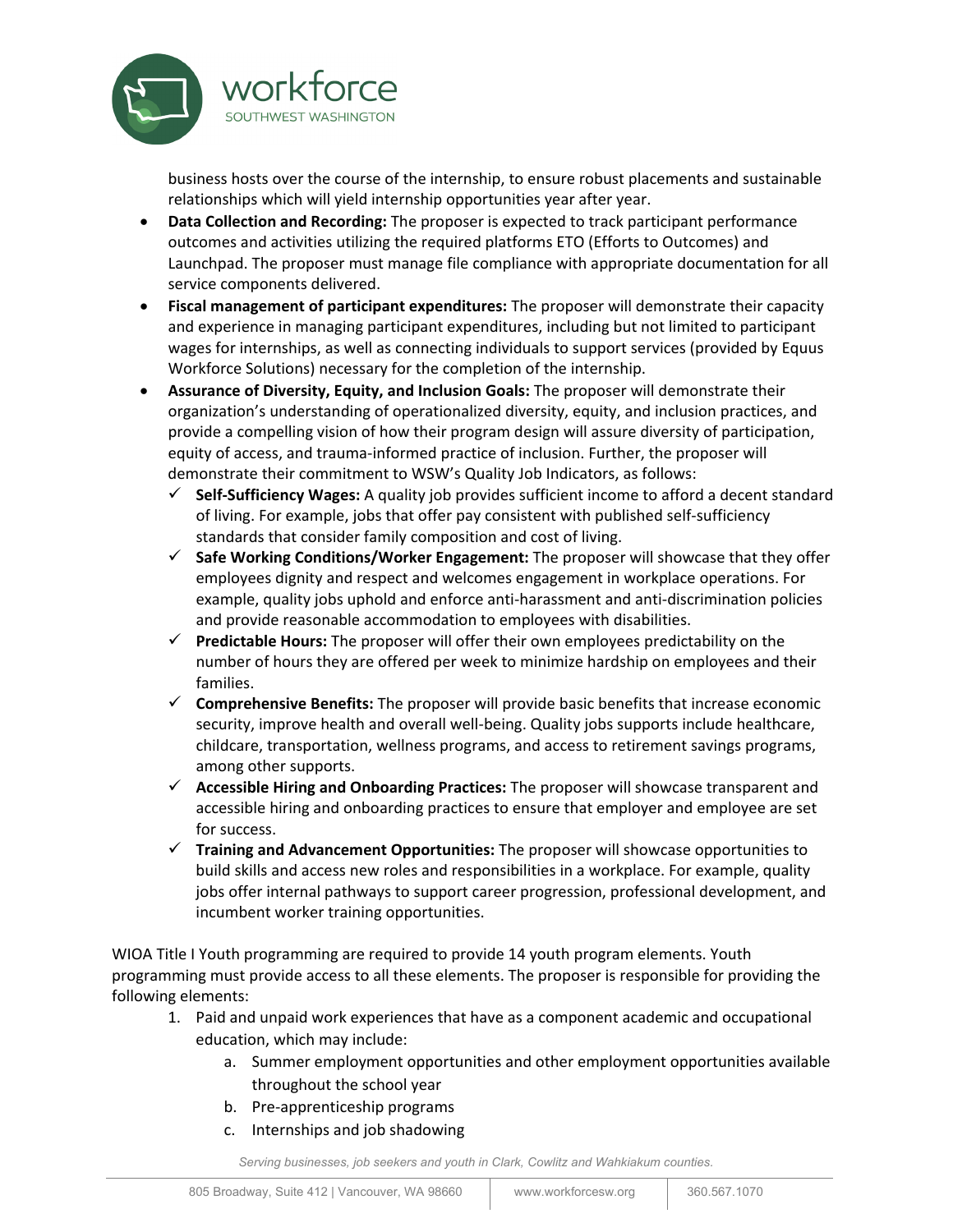business hosts over the course of the internship, to ensure robust placements and sustainable relationships which will yield internship opportunities year after year.

- **Data Collection and Recording:** The proposer is expected to track participant performance outcomes and activities utilizing the required platforms ETO (Efforts to Outcomes) and Launchpad. The proposer must manage file compliance with appropriate documentation for all service components delivered.
- **Fiscal management of participant expenditures:** The proposer will demonstrate their capacity and experience in managing participant expenditures, including but not limited to participant wages for internships, as well as connecting individuals to support services (provided by Equus Workforce Solutions) necessary for the completion of the internship.
- **Assurance of Diversity, Equity, and Inclusion Goals:** The proposer will demonstrate their organization's understanding of operationalized diversity, equity, and inclusion practices, and provide a compelling vision of how their program design will assure diversity of participation, equity of access, and trauma-informed practice of inclusion. Further, the proposer will demonstrate their commitment to WSW's Quality Job Indicators, as follows:
  - ✓ **Self-Sufficiency Wages:** A quality job provides sufficient income to afford a decent standard of living. For example, jobs that offer pay consistent with published self-sufficiency standards that consider family composition and cost of living.
  - ✓ **Safe Working Conditions/Worker Engagement:** The proposer will showcase that they offer employees dignity and respect and welcomes engagement in workplace operations. For example, quality jobs uphold and enforce anti-harassment and anti-discrimination policies and provide reasonable accommodation to employees with disabilities.
  - ✓ **Predictable Hours:** The proposer will offer their own employees predictability on the number of hours they are offered per week to minimize hardship on employees and their families.
  - ✓ **Comprehensive Benefits:** The proposer will provide basic benefits that increase economic security, improve health and overall well-being. Quality jobs supports include healthcare, childcare, transportation, wellness programs, and access to retirement savings programs, among other supports.
  - ✓ **Accessible Hiring and Onboarding Practices:** The proposer will showcase transparent and accessible hiring and onboarding practices to ensure that employer and employee are set for success.
  - ✓ **Training and Advancement Opportunities:** The proposer will showcase opportunities to build skills and access new roles and responsibilities in a workplace. For example, quality jobs offer internal pathways to support career progression, professional development, and incumbent worker training opportunities.

WIOA Title I Youth programming are required to provide 14 youth program elements. Youth programming must provide access to all these elements. The proposer is responsible for providing the following elements:

1. Paid and unpaid work experiences that have as a component academic and occupational education, which may include:
   a. Summer employment opportunities and other employment opportunities available throughout the school year
   b. Pre-apprenticeship programs
   c. Internships and job shadowing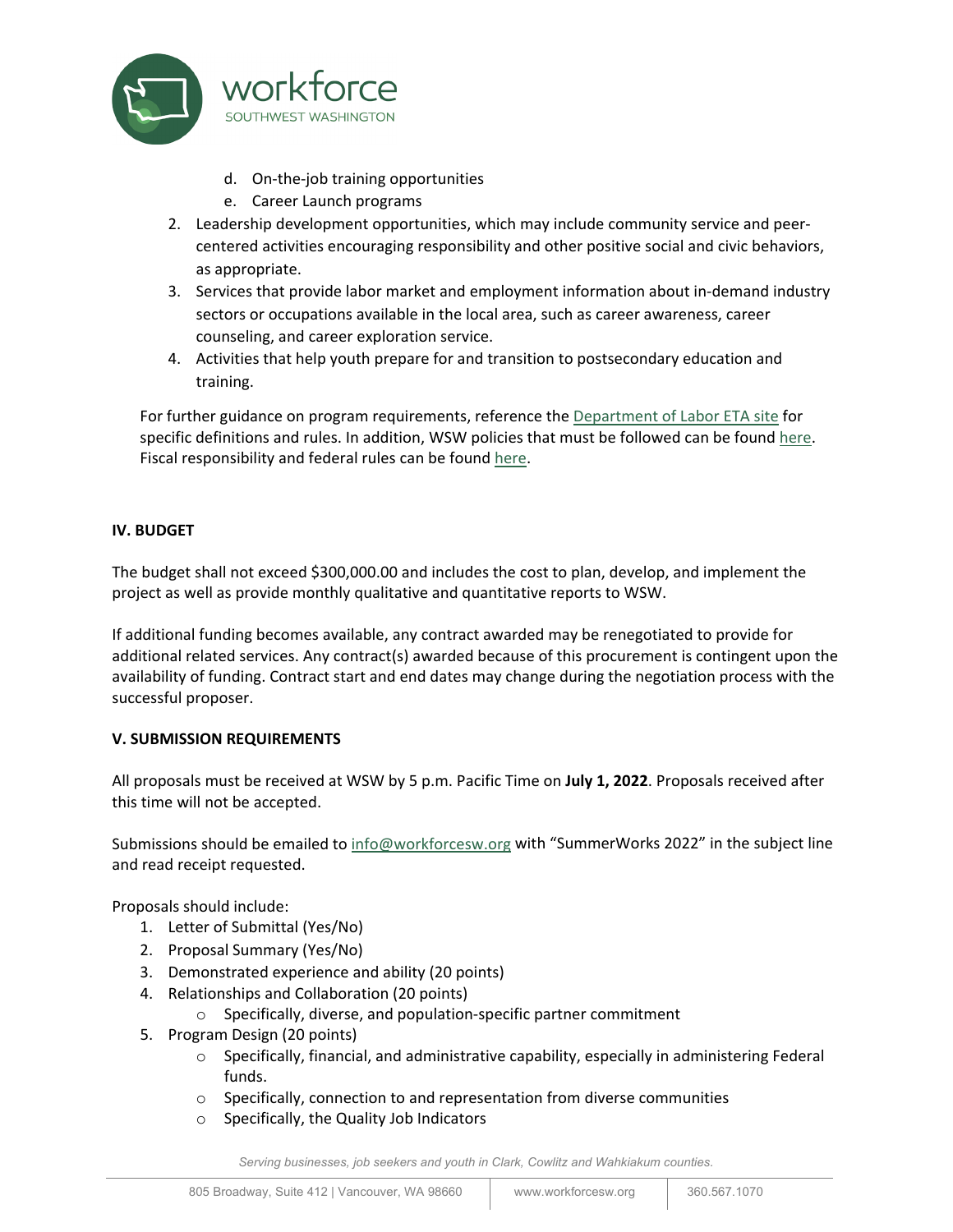d. On-the-job training opportunities
   e. Career Launch programs
2. Leadership development opportunities, which may include community service and peer-centered activities encouraging responsibility and other positive social and civic behaviors, as appropriate.
3. Services that provide labor market and employment information about in-demand industry sectors or occupations available in the local area, such as career awareness, career counseling, and career exploration service.
4. Activities that help youth prepare for and transition to postsecondary education and training.

For further guidance on program requirements, reference the Department of Labor ETA site for specific definitions and rules. In addition, WSW policies that must be followed can be found here. Fiscal responsibility and federal rules can be found here.

## IV. BUDGET

The budget shall not exceed $300,000.00 and includes the cost to plan, develop, and implement the project as well as provide monthly qualitative and quantitative reports to WSW.

If additional funding becomes available, any contract awarded may be renegotiated to provide for additional related services. Any contract(s) awarded because of this procurement is contingent upon the availability of funding. Contract start and end dates may change during the negotiation process with the successful proposer.

## V. SUBMISSION REQUIREMENTS

All proposals must be received at WSW by 5 p.m. Pacific Time on **July 1, 2022**. Proposals received after this time will not be accepted.

Submissions should be emailed to info@workforcesw.org with "SummerWorks 2022" in the subject line and read receipt requested.

Proposals should include:

1. Letter of Submittal (Yes/No)
2. Proposal Summary (Yes/No)
3. Demonstrated experience and ability (20 points)
4. Relationships and Collaboration (20 points)
   - Specifically, diverse, and population-specific partner commitment
5. Program Design (20 points)
   - Specifically, financial, and administrative capability, especially in administering Federal funds.
   - Specifically, connection to and representation from diverse communities
   - Specifically, the Quality Job Indicators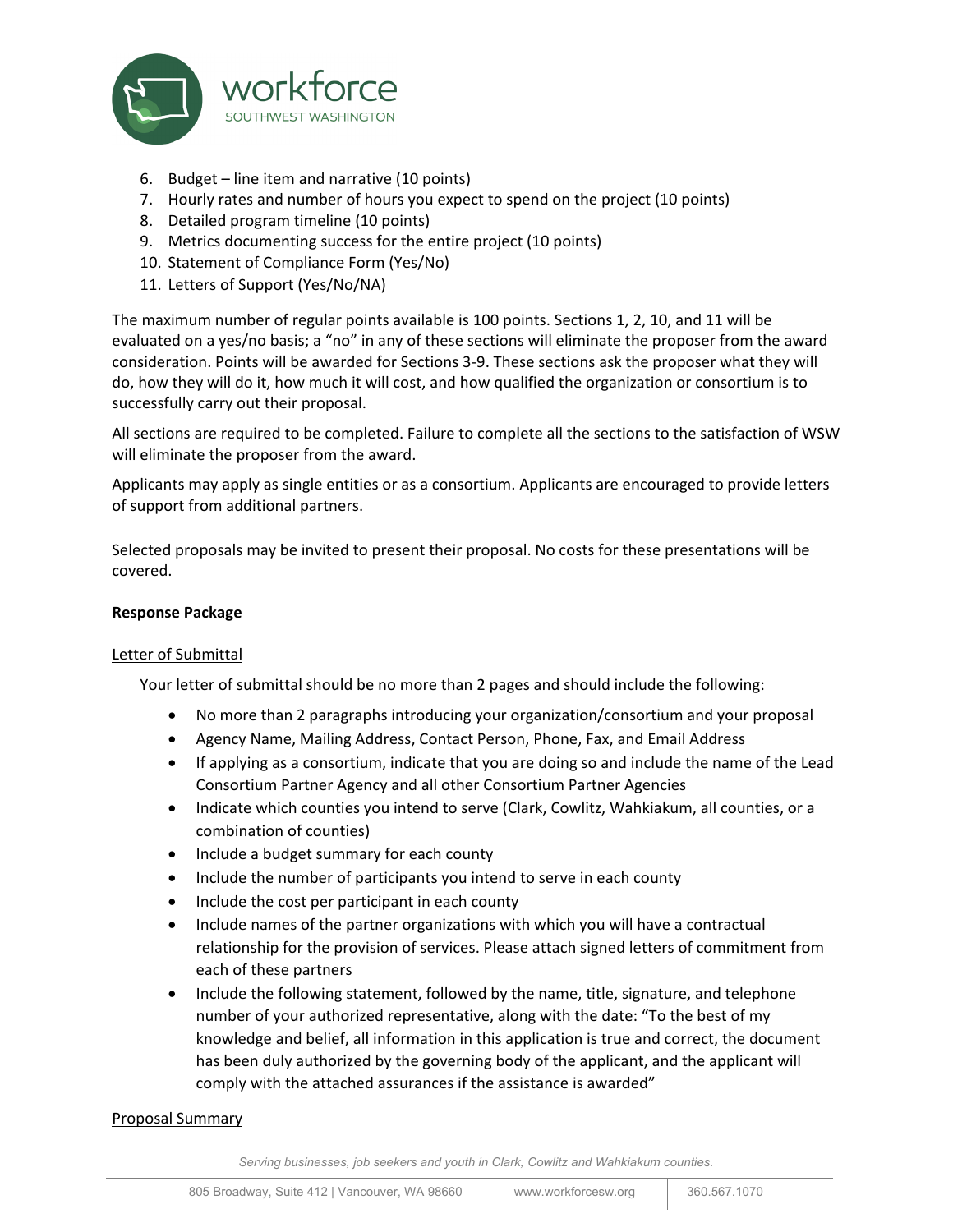6. Budget – line item and narrative (10 points)
7. Hourly rates and number of hours you expect to spend on the project (10 points)
8. Detailed program timeline (10 points)
9. Metrics documenting success for the entire project (10 points)
10. Statement of Compliance Form (Yes/No)
11. Letters of Support (Yes/No/NA)

The maximum number of regular points available is 100 points. Sections 1, 2, 10, and 11 will be evaluated on a yes/no basis; a "no" in any of these sections will eliminate the proposer from the award consideration. Points will be awarded for Sections 3-9. These sections ask the proposer what they will do, how they will do it, how much it will cost, and how qualified the organization or consortium is to successfully carry out their proposal.

All sections are required to be completed. Failure to complete all the sections to the satisfaction of WSW will eliminate the proposer from the award.

Applicants may apply as single entities or as a consortium. Applicants are encouraged to provide letters of support from additional partners.

Selected proposals may be invited to present their proposal. No costs for these presentations will be covered.

**Response Package**

Letter of Submittal

Your letter of submittal should be no more than 2 pages and should include the following:

- No more than 2 paragraphs introducing your organization/consortium and your proposal
- Agency Name, Mailing Address, Contact Person, Phone, Fax, and Email Address
- If applying as a consortium, indicate that you are doing so and include the name of the Lead Consortium Partner Agency and all other Consortium Partner Agencies
- Indicate which counties you intend to serve (Clark, Cowlitz, Wahkiakum, all counties, or a combination of counties)
- Include a budget summary for each county
- Include the number of participants you intend to serve in each county
- Include the cost per participant in each county
- Include names of the partner organizations with which you will have a contractual relationship for the provision of services. Please attach signed letters of commitment from each of these partners
- Include the following statement, followed by the name, title, signature, and telephone number of your authorized representative, along with the date: "To the best of my knowledge and belief, all information in this application is true and correct, the document has been duly authorized by the governing body of the applicant, and the applicant will comply with the attached assurances if the assistance is awarded"

Proposal Summary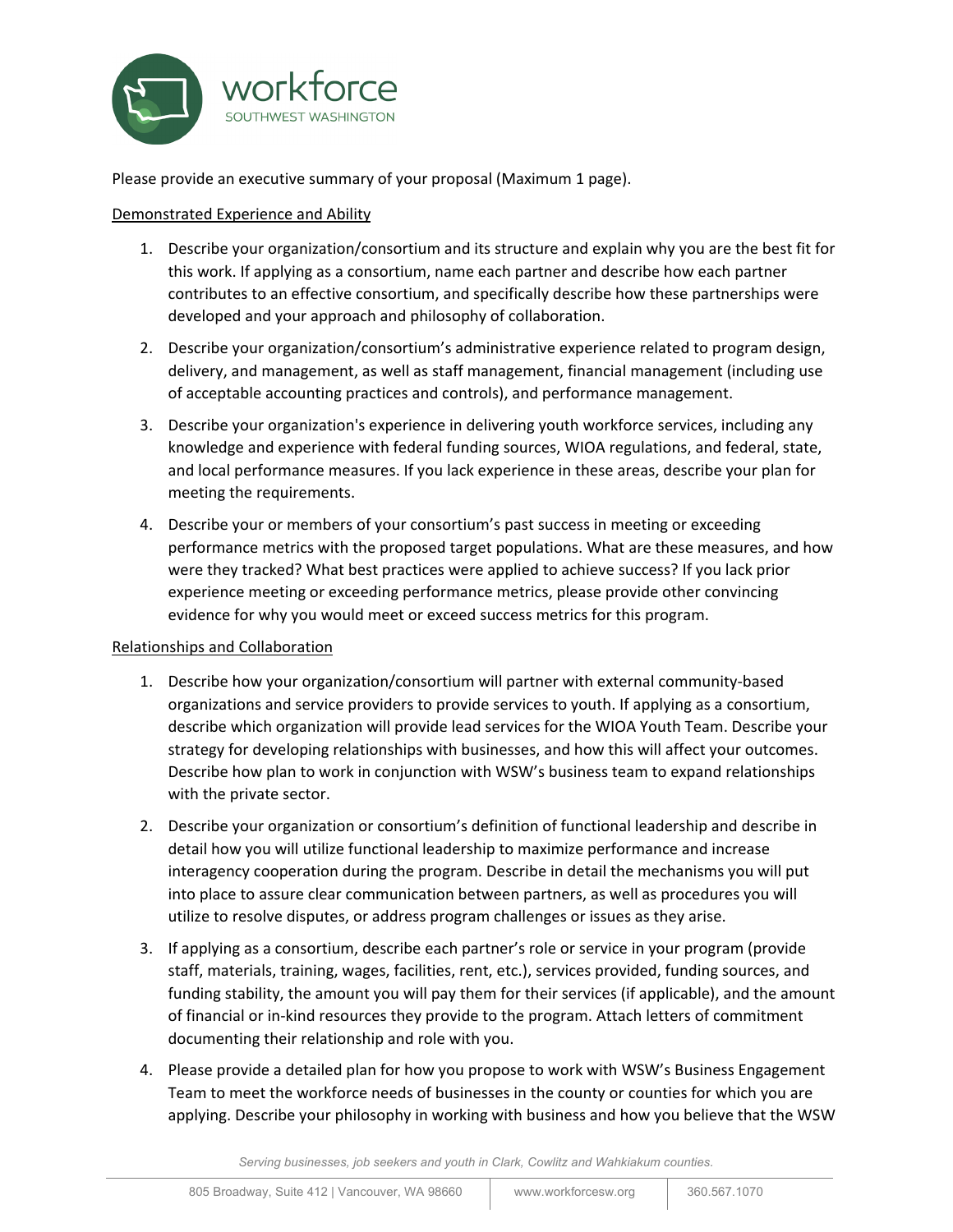Please provide an executive summary of your proposal (Maximum 1 page).

<u>Demonstrated Experience and Ability</u>

1. Describe your organization/consortium and its structure and explain why you are the best fit for this work. If applying as a consortium, name each partner and describe how each partner contributes to an effective consortium, and specifically describe how these partnerships were developed and your approach and philosophy of collaboration.
2. Describe your organization/consortium's administrative experience related to program design, delivery, and management, as well as staff management, financial management (including use of acceptable accounting practices and controls), and performance management.
3. Describe your organization's experience in delivering youth workforce services, including any knowledge and experience with federal funding sources, WIOA regulations, and federal, state, and local performance measures. If you lack experience in these areas, describe your plan for meeting the requirements.
4. Describe your or members of your consortium's past success in meeting or exceeding performance metrics with the proposed target populations. What are these measures, and how were they tracked? What best practices were applied to achieve success? If you lack prior experience meeting or exceeding performance metrics, please provide other convincing evidence for why you would meet or exceed success metrics for this program.

<u>Relationships and Collaboration</u>

1. Describe how your organization/consortium will partner with external community-based organizations and service providers to provide services to youth. If applying as a consortium, describe which organization will provide lead services for the WIOA Youth Team. Describe your strategy for developing relationships with businesses, and how this will affect your outcomes. Describe how plan to work in conjunction with WSW's business team to expand relationships with the private sector.
2. Describe your organization or consortium's definition of functional leadership and describe in detail how you will utilize functional leadership to maximize performance and increase interagency cooperation during the program. Describe in detail the mechanisms you will put into place to assure clear communication between partners, as well as procedures you will utilize to resolve disputes, or address program challenges or issues as they arise.
3. If applying as a consortium, describe each partner's role or service in your program (provide staff, materials, training, wages, facilities, rent, etc.), services provided, funding sources, and funding stability, the amount you will pay them for their services (if applicable), and the amount of financial or in-kind resources they provide to the program. Attach letters of commitment documenting their relationship and role with you.
4. Please provide a detailed plan for how you propose to work with WSW's Business Engagement Team to meet the workforce needs of businesses in the county or counties for which you are applying. Describe your philosophy in working with business and how you believe that the WSW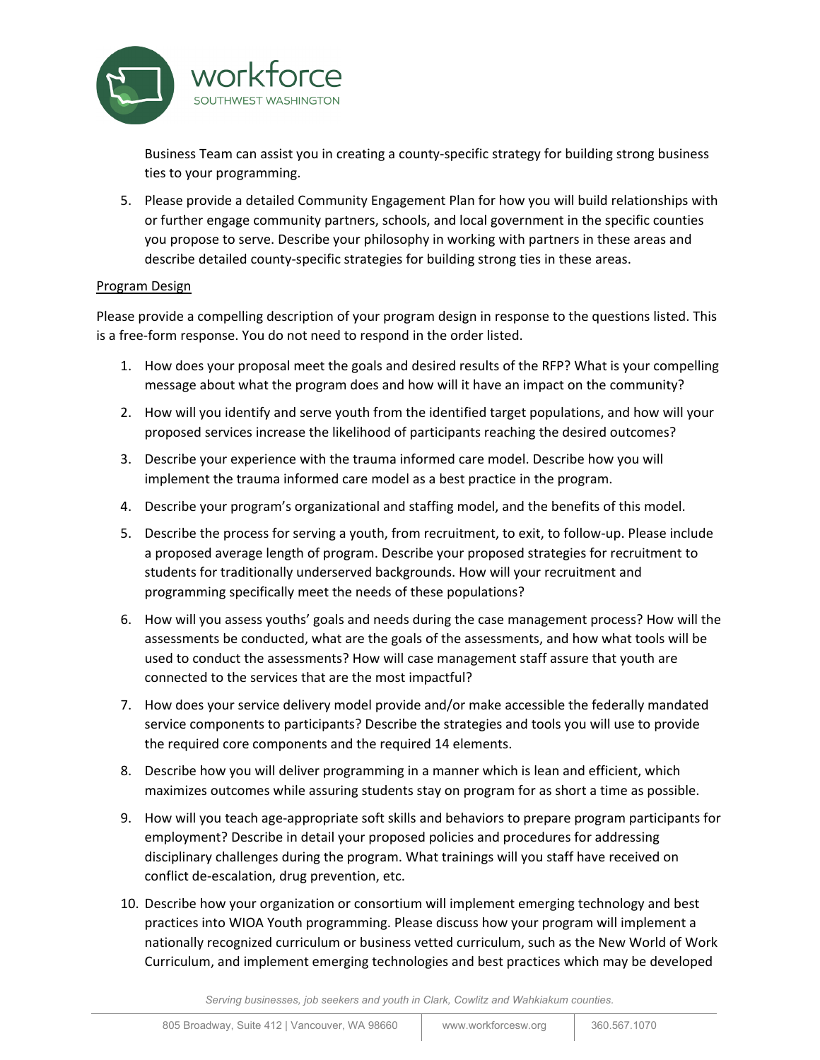Business Team can assist you in creating a county-specific strategy for building strong business ties to your programming.

5. Please provide a detailed Community Engagement Plan for how you will build relationships with or further engage community partners, schools, and local government in the specific counties you propose to serve. Describe your philosophy in working with partners in these areas and describe detailed county-specific strategies for building strong ties in these areas.

<u>Program Design</u>

Please provide a compelling description of your program design in response to the questions listed. This is a free-form response. You do not need to respond in the order listed.

1. How does your proposal meet the goals and desired results of the RFP? What is your compelling message about what the program does and how will it have an impact on the community?
2. How will you identify and serve youth from the identified target populations, and how will your proposed services increase the likelihood of participants reaching the desired outcomes?
3. Describe your experience with the trauma informed care model. Describe how you will implement the trauma informed care model as a best practice in the program.
4. Describe your program's organizational and staffing model, and the benefits of this model.
5. Describe the process for serving a youth, from recruitment, to exit, to follow-up. Please include a proposed average length of program. Describe your proposed strategies for recruitment to students for traditionally underserved backgrounds. How will your recruitment and programming specifically meet the needs of these populations?
6. How will you assess youths' goals and needs during the case management process? How will the assessments be conducted, what are the goals of the assessments, and how what tools will be used to conduct the assessments? How will case management staff assure that youth are connected to the services that are the most impactful?
7. How does your service delivery model provide and/or make accessible the federally mandated service components to participants? Describe the strategies and tools you will use to provide the required core components and the required 14 elements.
8. Describe how you will deliver programming in a manner which is lean and efficient, which maximizes outcomes while assuring students stay on program for as short a time as possible.
9. How will you teach age-appropriate soft skills and behaviors to prepare program participants for employment? Describe in detail your proposed policies and procedures for addressing disciplinary challenges during the program. What trainings will you staff have received on conflict de-escalation, drug prevention, etc.
10. Describe how your organization or consortium will implement emerging technology and best practices into WIOA Youth programming. Please discuss how your program will implement a nationally recognized curriculum or business vetted curriculum, such as the New World of Work Curriculum, and implement emerging technologies and best practices which may be developed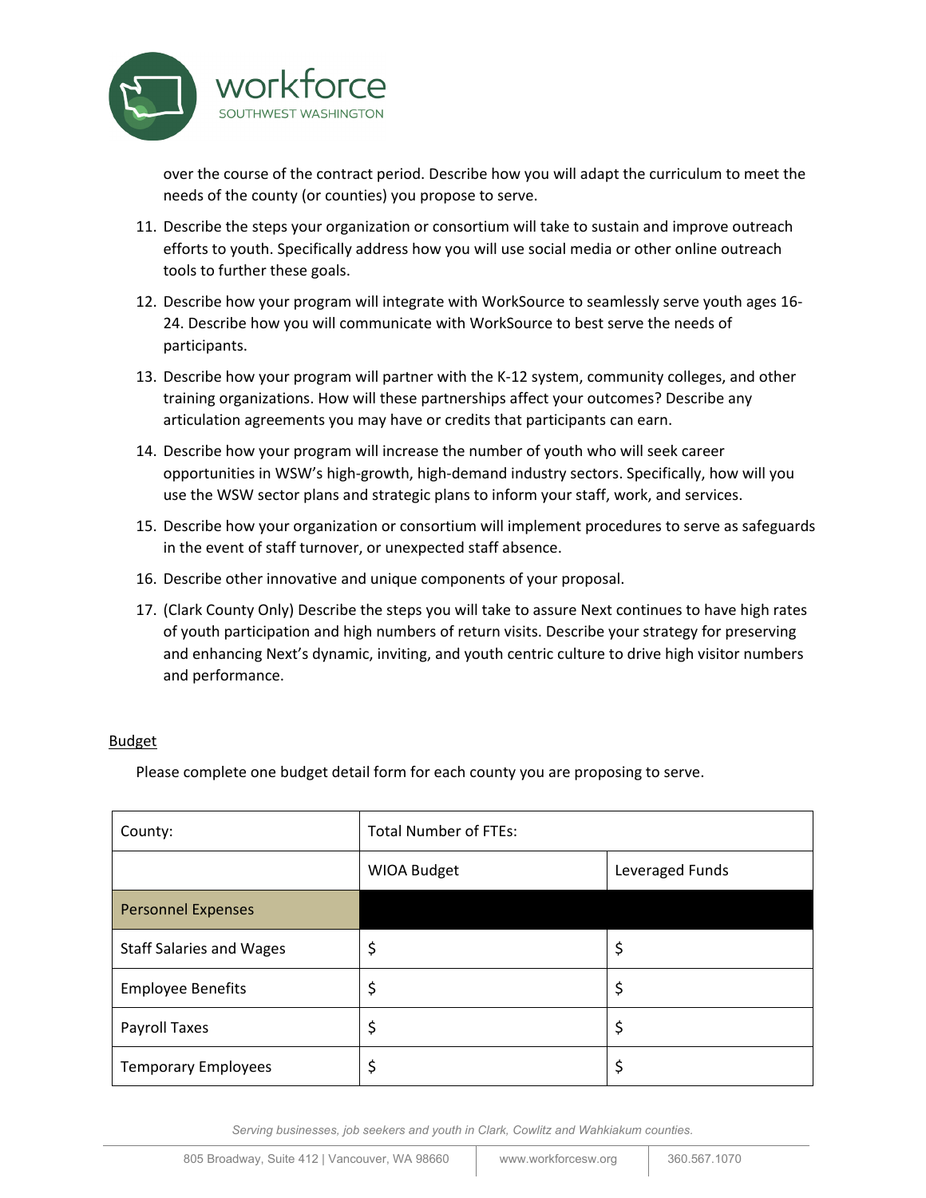over the course of the contract period. Describe how you will adapt the curriculum to meet the needs of the county (or counties) you propose to serve.

11. Describe the steps your organization or consortium will take to sustain and improve outreach efforts to youth. Specifically address how you will use social media or other online outreach tools to further these goals.
12. Describe how your program will integrate with WorkSource to seamlessly serve youth ages 16-24. Describe how you will communicate with WorkSource to best serve the needs of participants.
13. Describe how your program will partner with the K-12 system, community colleges, and other training organizations. How will these partnerships affect your outcomes? Describe any articulation agreements you may have or credits that participants can earn.
14. Describe how your program will increase the number of youth who will seek career opportunities in WSW's high-growth, high-demand industry sectors. Specifically, how will you use the WSW sector plans and strategic plans to inform your staff, work, and services.
15. Describe how your organization or consortium will implement procedures to serve as safeguards in the event of staff turnover, or unexpected staff absence.
16. Describe other innovative and unique components of your proposal.
17. (Clark County Only) Describe the steps you will take to assure Next continues to have high rates of youth participation and high numbers of return visits. Describe your strategy for preserving and enhancing Next's dynamic, inviting, and youth centric culture to drive high visitor numbers and performance.

Budget

Please complete one budget detail form for each county you are proposing to serve.

| County: | Total Number of FTEs: | |
|---|---|---|
| | WIOA Budget | Leveraged Funds |
| Personnel Expenses | | |
| Staff Salaries and Wages | $ | $ |
| Employee Benefits | $ | $ |
| Payroll Taxes | $ | $ |
| Temporary Employees | $ | $ |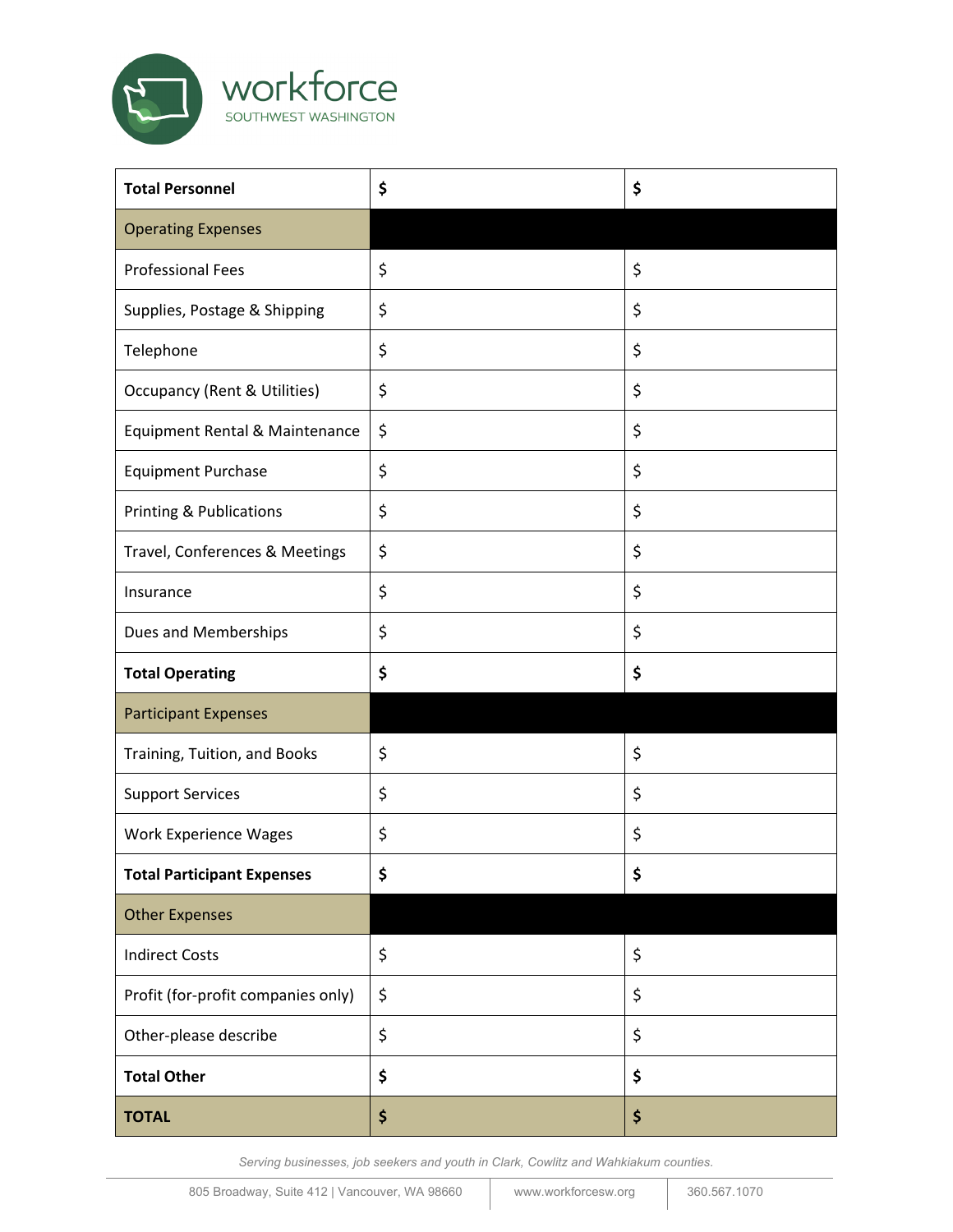| **Total Personnel** | **$** | **$** |
| --- | --- | --- |
| Operating Expenses | | |
| Professional Fees | $ | $ |
| Supplies, Postage & Shipping | $ | $ |
| Telephone | $ | $ |
| Occupancy (Rent & Utilities) | $ | $ |
| Equipment Rental & Maintenance | $ | $ |
| Equipment Purchase | $ | $ |
| Printing & Publications | $ | $ |
| Travel, Conferences & Meetings | $ | $ |
| Insurance | $ | $ |
| Dues and Memberships | $ | $ |
| **Total Operating** | **$** | **$** |
| Participant Expenses | | |
| Training, Tuition, and Books | $ | $ |
| Support Services | $ | $ |
| Work Experience Wages | $ | $ |
| **Total Participant Expenses** | **$** | **$** |
| Other Expenses | | |
| Indirect Costs | $ | $ |
| Profit (for-profit companies only) | $ | $ |
| Other-please describe | $ | $ |
| **Total Other** | **$** | **$** |
| **TOTAL** | **$** | **$** |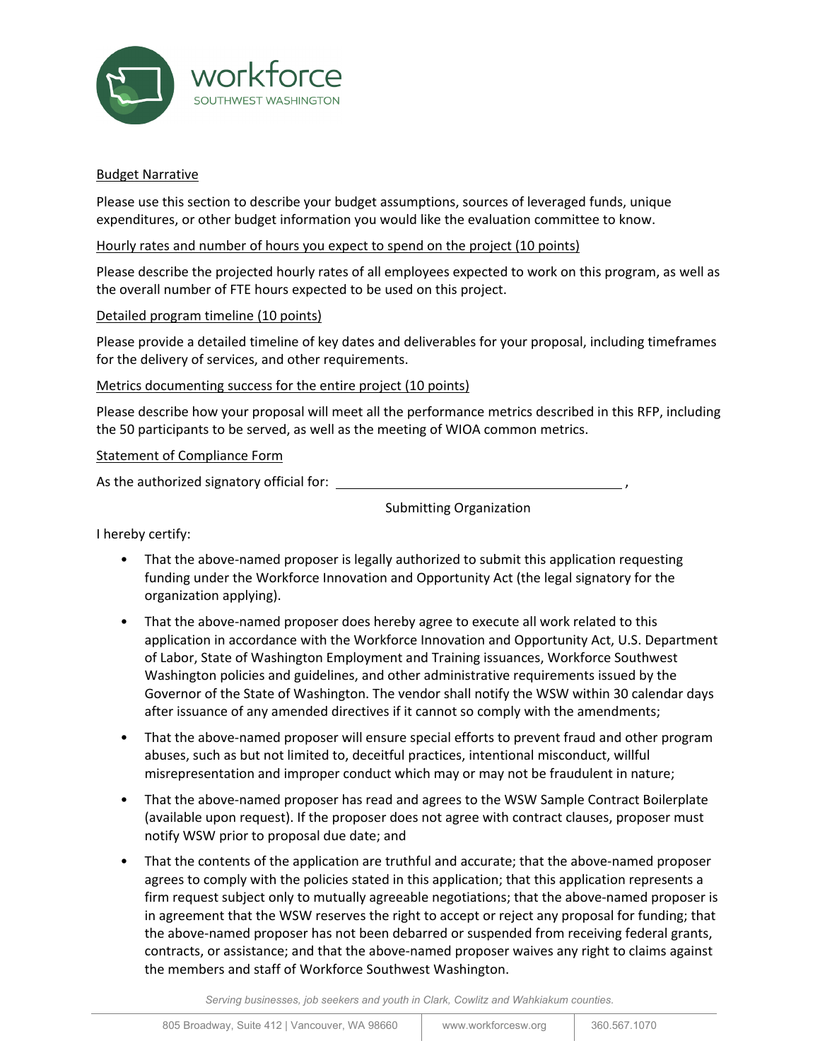Budget Narrative

Please use this section to describe your budget assumptions, sources of leveraged funds, unique expenditures, or other budget information you would like the evaluation committee to know.

Hourly rates and number of hours you expect to spend on the project (10 points)

Please describe the projected hourly rates of all employees expected to work on this program, as well as the overall number of FTE hours expected to be used on this project.

Detailed program timeline (10 points)

Please provide a detailed timeline of key dates and deliverables for your proposal, including timeframes for the delivery of services, and other requirements.

Metrics documenting success for the entire project (10 points)

Please describe how your proposal will meet all the performance metrics described in this RFP, including the 50 participants to be served, as well as the meeting of WIOA common metrics.

Statement of Compliance Form

As the authorized signatory official for: ______________________________________,

Submitting Organization

I hereby certify:

- That the above-named proposer is legally authorized to submit this application requesting funding under the Workforce Innovation and Opportunity Act (the legal signatory for the organization applying).
- That the above-named proposer does hereby agree to execute all work related to this application in accordance with the Workforce Innovation and Opportunity Act, U.S. Department of Labor, State of Washington Employment and Training issuances, Workforce Southwest Washington policies and guidelines, and other administrative requirements issued by the Governor of the State of Washington. The vendor shall notify the WSW within 30 calendar days after issuance of any amended directives if it cannot so comply with the amendments;
- That the above-named proposer will ensure special efforts to prevent fraud and other program abuses, such as but not limited to, deceitful practices, intentional misconduct, willful misrepresentation and improper conduct which may or may not be fraudulent in nature;
- That the above-named proposer has read and agrees to the WSW Sample Contract Boilerplate (available upon request). If the proposer does not agree with contract clauses, proposer must notify WSW prior to proposal due date; and
- That the contents of the application are truthful and accurate; that the above-named proposer agrees to comply with the policies stated in this application; that this application represents a firm request subject only to mutually agreeable negotiations; that the above-named proposer is in agreement that the WSW reserves the right to accept or reject any proposal for funding; that the above-named proposer has not been debarred or suspended from receiving federal grants, contracts, or assistance; and that the above-named proposer waives any right to claims against the members and staff of Workforce Southwest Washington.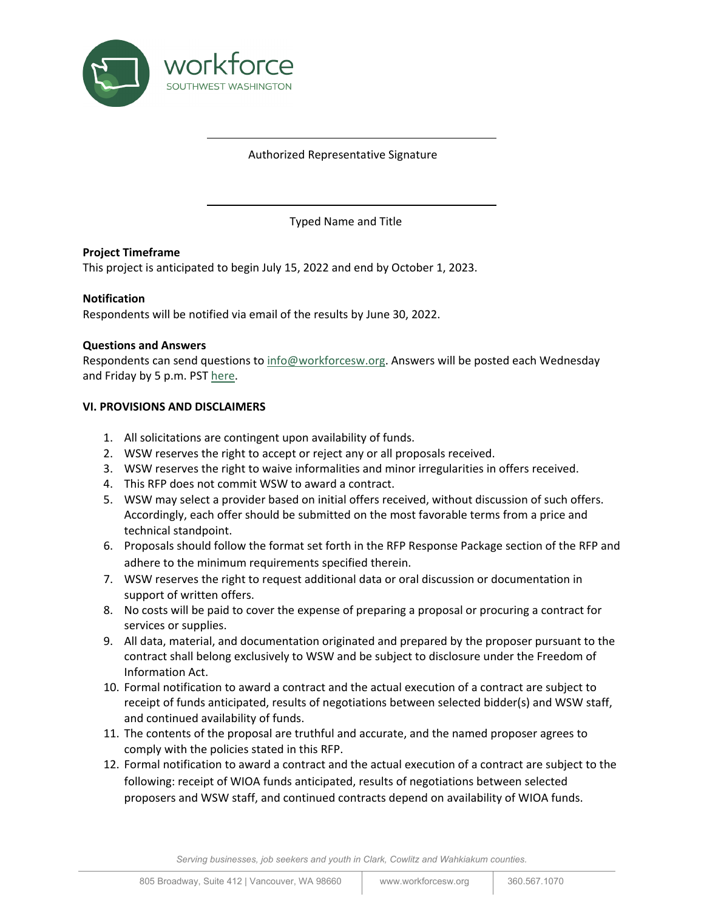Authorized Representative Signature

Typed Name and Title

**Project Timeframe**
This project is anticipated to begin July 15, 2022 and end by October 1, 2023.

**Notification**
Respondents will be notified via email of the results by June 30, 2022.

**Questions and Answers**
Respondents can send questions to info@workforcesw.org. Answers will be posted each Wednesday and Friday by 5 p.m. PST here.

**VI. PROVISIONS AND DISCLAIMERS**

1. All solicitations are contingent upon availability of funds.
2. WSW reserves the right to accept or reject any or all proposals received.
3. WSW reserves the right to waive informalities and minor irregularities in offers received.
4. This RFP does not commit WSW to award a contract.
5. WSW may select a provider based on initial offers received, without discussion of such offers. Accordingly, each offer should be submitted on the most favorable terms from a price and technical standpoint.
6. Proposals should follow the format set forth in the RFP Response Package section of the RFP and adhere to the minimum requirements specified therein.
7. WSW reserves the right to request additional data or oral discussion or documentation in support of written offers.
8. No costs will be paid to cover the expense of preparing a proposal or procuring a contract for services or supplies.
9. All data, material, and documentation originated and prepared by the proposer pursuant to the contract shall belong exclusively to WSW and be subject to disclosure under the Freedom of Information Act.
10. Formal notification to award a contract and the actual execution of a contract are subject to receipt of funds anticipated, results of negotiations between selected bidder(s) and WSW staff, and continued availability of funds.
11. The contents of the proposal are truthful and accurate, and the named proposer agrees to comply with the policies stated in this RFP.
12. Formal notification to award a contract and the actual execution of a contract are subject to the following: receipt of WIOA funds anticipated, results of negotiations between selected proposers and WSW staff, and continued contracts depend on availability of WIOA funds.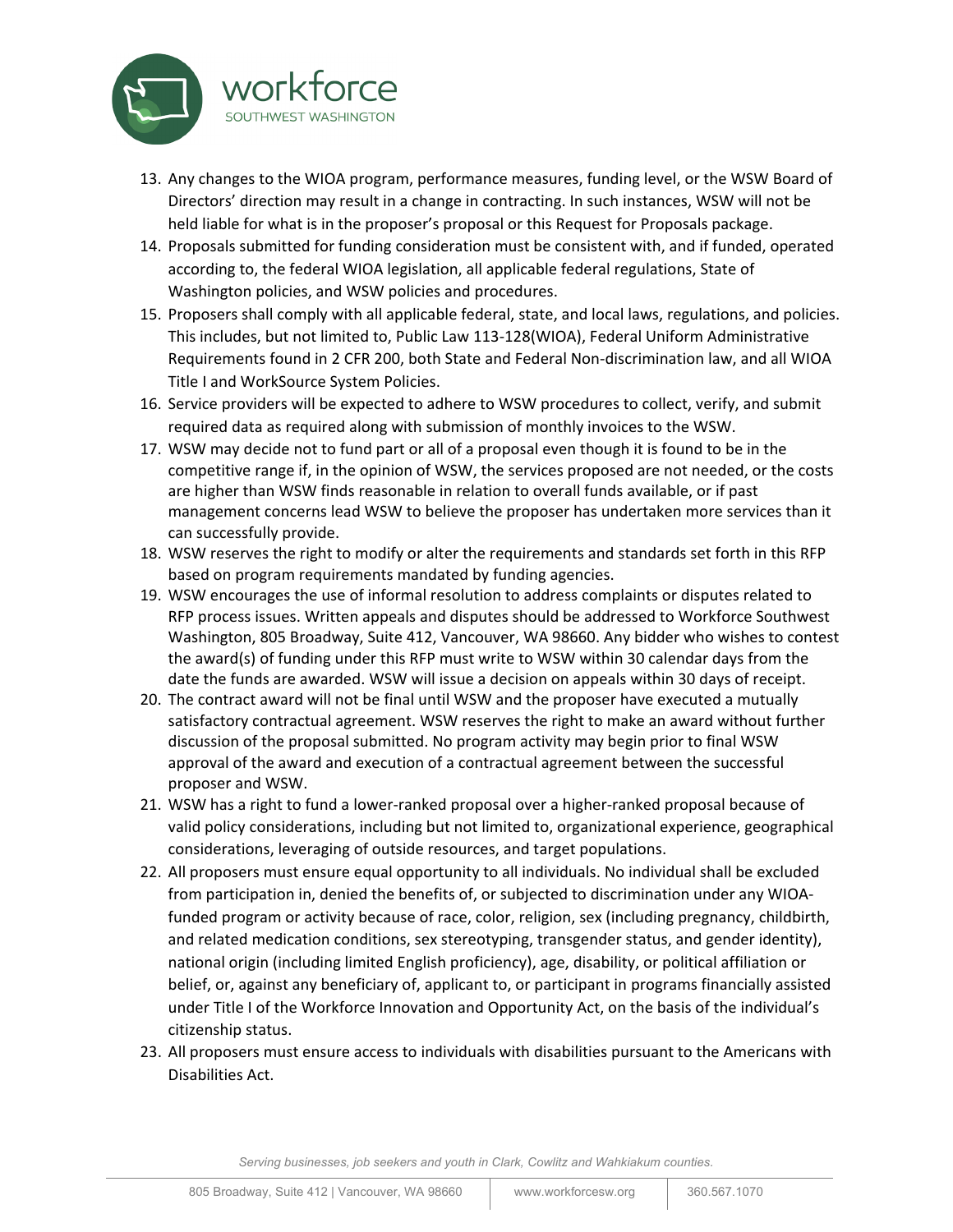13. Any changes to the WIOA program, performance measures, funding level, or the WSW Board of Directors' direction may result in a change in contracting. In such instances, WSW will not be held liable for what is in the proposer's proposal or this Request for Proposals package.
14. Proposals submitted for funding consideration must be consistent with, and if funded, operated according to, the federal WIOA legislation, all applicable federal regulations, State of Washington policies, and WSW policies and procedures.
15. Proposers shall comply with all applicable federal, state, and local laws, regulations, and policies. This includes, but not limited to, Public Law 113-128(WIOA), Federal Uniform Administrative Requirements found in 2 CFR 200, both State and Federal Non-discrimination law, and all WIOA Title I and WorkSource System Policies.
16. Service providers will be expected to adhere to WSW procedures to collect, verify, and submit required data as required along with submission of monthly invoices to the WSW.
17. WSW may decide not to fund part or all of a proposal even though it is found to be in the competitive range if, in the opinion of WSW, the services proposed are not needed, or the costs are higher than WSW finds reasonable in relation to overall funds available, or if past management concerns lead WSW to believe the proposer has undertaken more services than it can successfully provide.
18. WSW reserves the right to modify or alter the requirements and standards set forth in this RFP based on program requirements mandated by funding agencies.
19. WSW encourages the use of informal resolution to address complaints or disputes related to RFP process issues. Written appeals and disputes should be addressed to Workforce Southwest Washington, 805 Broadway, Suite 412, Vancouver, WA 98660. Any bidder who wishes to contest the award(s) of funding under this RFP must write to WSW within 30 calendar days from the date the funds are awarded. WSW will issue a decision on appeals within 30 days of receipt.
20. The contract award will not be final until WSW and the proposer have executed a mutually satisfactory contractual agreement. WSW reserves the right to make an award without further discussion of the proposal submitted. No program activity may begin prior to final WSW approval of the award and execution of a contractual agreement between the successful proposer and WSW.
21. WSW has a right to fund a lower-ranked proposal over a higher-ranked proposal because of valid policy considerations, including but not limited to, organizational experience, geographical considerations, leveraging of outside resources, and target populations.
22. All proposers must ensure equal opportunity to all individuals. No individual shall be excluded from participation in, denied the benefits of, or subjected to discrimination under any WIOA-funded program or activity because of race, color, religion, sex (including pregnancy, childbirth, and related medication conditions, sex stereotyping, transgender status, and gender identity), national origin (including limited English proficiency), age, disability, or political affiliation or belief, or, against any beneficiary of, applicant to, or participant in programs financially assisted under Title I of the Workforce Innovation and Opportunity Act, on the basis of the individual's citizenship status.
23. All proposers must ensure access to individuals with disabilities pursuant to the Americans with Disabilities Act.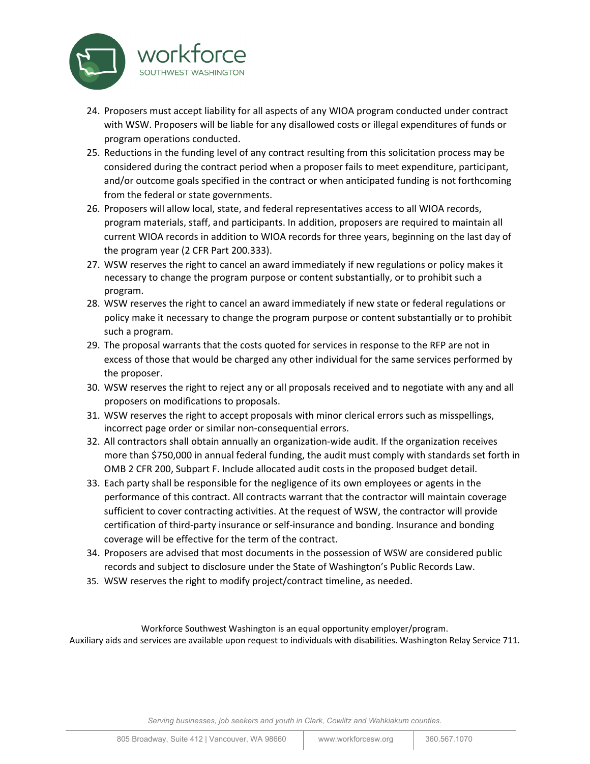24. Proposers must accept liability for all aspects of any WIOA program conducted under contract with WSW. Proposers will be liable for any disallowed costs or illegal expenditures of funds or program operations conducted.
25. Reductions in the funding level of any contract resulting from this solicitation process may be considered during the contract period when a proposer fails to meet expenditure, participant, and/or outcome goals specified in the contract or when anticipated funding is not forthcoming from the federal or state governments.
26. Proposers will allow local, state, and federal representatives access to all WIOA records, program materials, staff, and participants. In addition, proposers are required to maintain all current WIOA records in addition to WIOA records for three years, beginning on the last day of the program year (2 CFR Part 200.333).
27. WSW reserves the right to cancel an award immediately if new regulations or policy makes it necessary to change the program purpose or content substantially, or to prohibit such a program.
28. WSW reserves the right to cancel an award immediately if new state or federal regulations or policy make it necessary to change the program purpose or content substantially or to prohibit such a program.
29. The proposal warrants that the costs quoted for services in response to the RFP are not in excess of those that would be charged any other individual for the same services performed by the proposer.
30. WSW reserves the right to reject any or all proposals received and to negotiate with any and all proposers on modifications to proposals.
31. WSW reserves the right to accept proposals with minor clerical errors such as misspellings, incorrect page order or similar non-consequential errors.
32. All contractors shall obtain annually an organization-wide audit. If the organization receives more than $750,000 in annual federal funding, the audit must comply with standards set forth in OMB 2 CFR 200, Subpart F. Include allocated audit costs in the proposed budget detail.
33. Each party shall be responsible for the negligence of its own employees or agents in the performance of this contract. All contracts warrant that the contractor will maintain coverage sufficient to cover contracting activities. At the request of WSW, the contractor will provide certification of third-party insurance or self-insurance and bonding. Insurance and bonding coverage will be effective for the term of the contract.
34. Proposers are advised that most documents in the possession of WSW are considered public records and subject to disclosure under the State of Washington's Public Records Law.
35. WSW reserves the right to modify project/contract timeline, as needed.

Workforce Southwest Washington is an equal opportunity employer/program.
Auxiliary aids and services are available upon request to individuals with disabilities. Washington Relay Service 711.